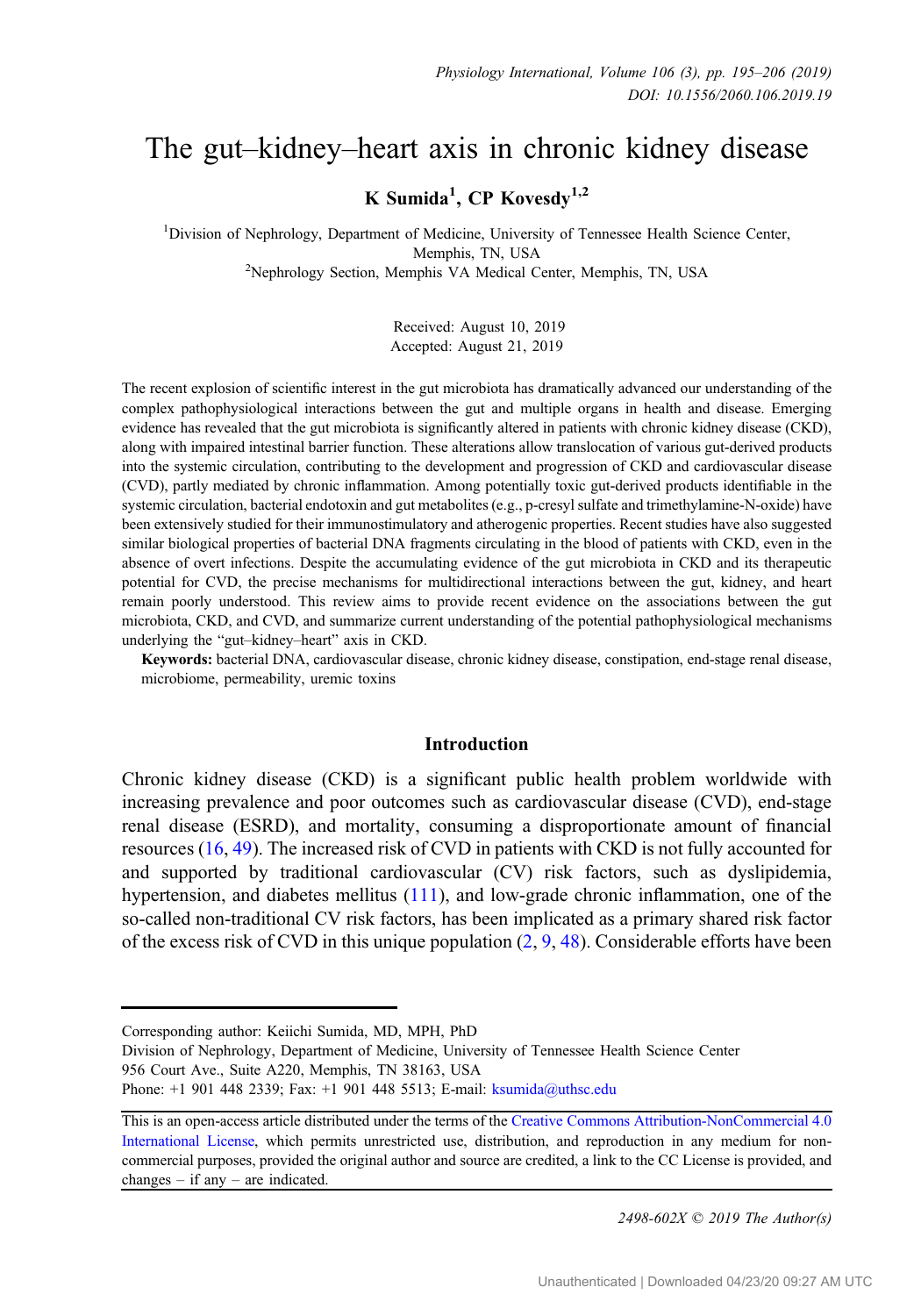# The gut–kidney–heart axis in chronic kidney disease

**K Sumida[1], CP Kovesdy[1,2]**

[1]Division of Nephrology, Department of Medicine, University of Tennessee Health Science Center, Memphis, TN, USA

[2]Nephrology Section, Memphis VA Medical Center, Memphis, TN, USA

Received: August 10, 2019
Accepted: August 21, 2019

The recent explosion of scientific interest in the gut microbiota has dramatically advanced our understanding of the complex pathophysiological interactions between the gut and multiple organs in health and disease. Emerging evidence has revealed that the gut microbiota is significantly altered in patients with chronic kidney disease (CKD), along with impaired intestinal barrier function. These alterations allow translocation of various gut-derived products into the systemic circulation, contributing to the development and progression of CKD and cardiovascular disease (CVD), partly mediated by chronic inflammation. Among potentially toxic gut-derived products identifiable in the systemic circulation, bacterial endotoxin and gut metabolites (e.g., p-cresyl sulfate and trimethylamine-N-oxide) have been extensively studied for their immunostimulatory and atherogenic properties. Recent studies have also suggested similar biological properties of bacterial DNA fragments circulating in the blood of patients with CKD, even in the absence of overt infections. Despite the accumulating evidence of the gut microbiota in CKD and its therapeutic potential for CVD, the precise mechanisms for multidirectional interactions between the gut, kidney, and heart remain poorly understood. This review aims to provide recent evidence on the associations between the gut microbiota, CKD, and CVD, and summarize current understanding of the potential pathophysiological mechanisms underlying the "gut–kidney–heart" axis in CKD.

**Keywords:** bacterial DNA, cardiovascular disease, chronic kidney disease, constipation, end-stage renal disease, microbiome, permeability, uremic toxins

## Introduction

Chronic kidney disease (CKD) is a significant public health problem worldwide with increasing prevalence and poor outcomes such as cardiovascular disease (CVD), end-stage renal disease (ESRD), and mortality, consuming a disproportionate amount of financial resources (16, 49). The increased risk of CVD in patients with CKD is not fully accounted for and supported by traditional cardiovascular (CV) risk factors, such as dyslipidemia, hypertension, and diabetes mellitus (111), and low-grade chronic inflammation, one of the so-called non-traditional CV risk factors, has been implicated as a primary shared risk factor of the excess risk of CVD in this unique population (2, 9, 48). Considerable efforts have been

Corresponding author: Keiichi Sumida, MD, MPH, PhD
Division of Nephrology, Department of Medicine, University of Tennessee Health Science Center
956 Court Ave., Suite A220, Memphis, TN 38163, USA
Phone: +1 901 448 2339; Fax: +1 901 448 5513; E-mail: ksumida@uthsc.edu

This is an open-access article distributed under the terms of the Creative Commons Attribution-NonCommercial 4.0 International License, which permits unrestricted use, distribution, and reproduction in any medium for non-commercial purposes, provided the original author and source are credited, a link to the CC License is provided, and changes – if any – are indicated.

2498-602X © 2019 The Author(s)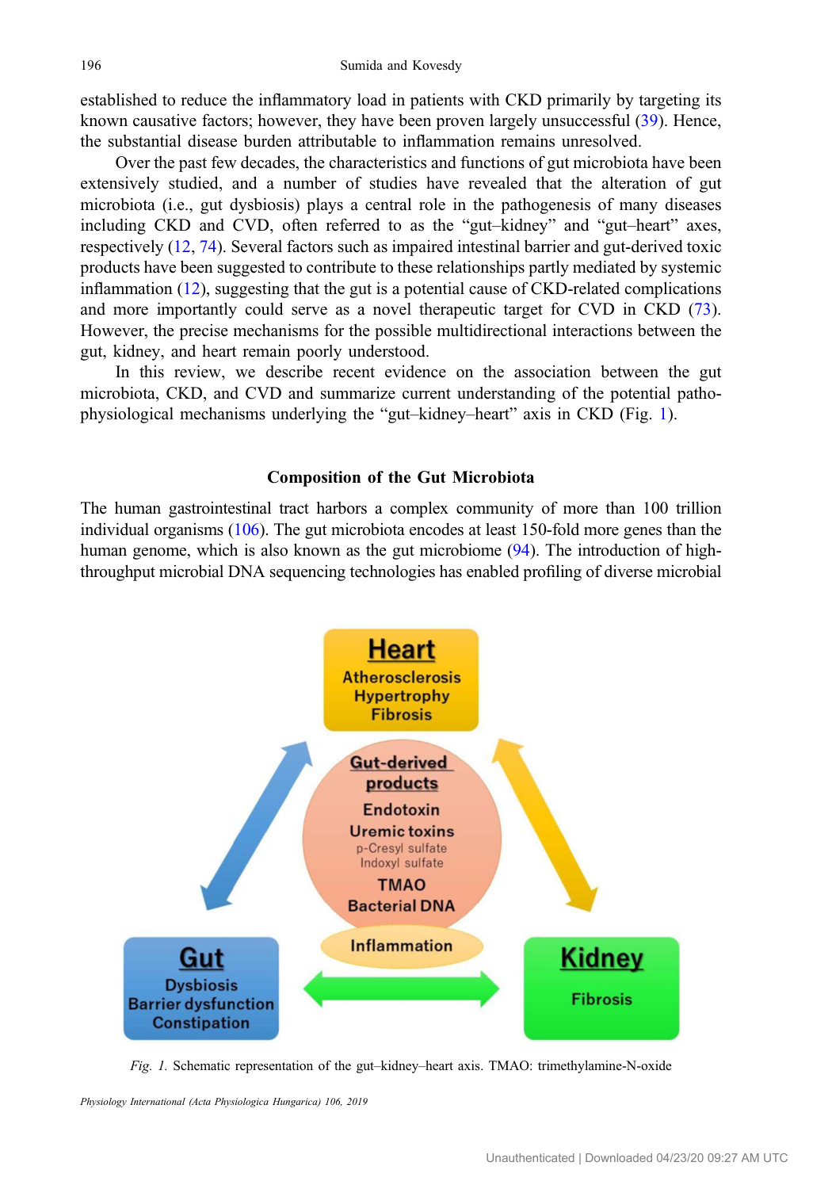established to reduce the inflammatory load in patients with CKD primarily by targeting its known causative factors; however, they have been proven largely unsuccessful (39). Hence, the substantial disease burden attributable to inflammation remains unresolved.

Over the past few decades, the characteristics and functions of gut microbiota have been extensively studied, and a number of studies have revealed that the alteration of gut microbiota (i.e., gut dysbiosis) plays a central role in the pathogenesis of many diseases including CKD and CVD, often referred to as the "gut–kidney" and "gut–heart" axes, respectively (12, 74). Several factors such as impaired intestinal barrier and gut-derived toxic products have been suggested to contribute to these relationships partly mediated by systemic inflammation (12), suggesting that the gut is a potential cause of CKD-related complications and more importantly could serve as a novel therapeutic target for CVD in CKD (73). However, the precise mechanisms for the possible multidirectional interactions between the gut, kidney, and heart remain poorly understood.

In this review, we describe recent evidence on the association between the gut microbiota, CKD, and CVD and summarize current understanding of the potential pathophysiological mechanisms underlying the "gut–kidney–heart" axis in CKD (Fig. 1).

## Composition of the Gut Microbiota

The human gastrointestinal tract harbors a complex community of more than 100 trillion individual organisms (106). The gut microbiota encodes at least 150-fold more genes than the human genome, which is also known as the gut microbiome (94). The introduction of high-throughput microbial DNA sequencing technologies has enabled profiling of diverse microbial

Heart
Atherosclerosis
Hypertrophy
Fibrosis

Gut-derived products
Endotoxin
Uremic toxins
p-Cresyl sulfate
Indoxyl sulfate
TMAO
Bacterial DNA

Inflammation

Gut
Dysbiosis
Barrier dysfunction
Constipation

Kidney
Fibrosis

*Fig. 1.* Schematic representation of the gut–kidney–heart axis. TMAO: trimethylamine-N-oxide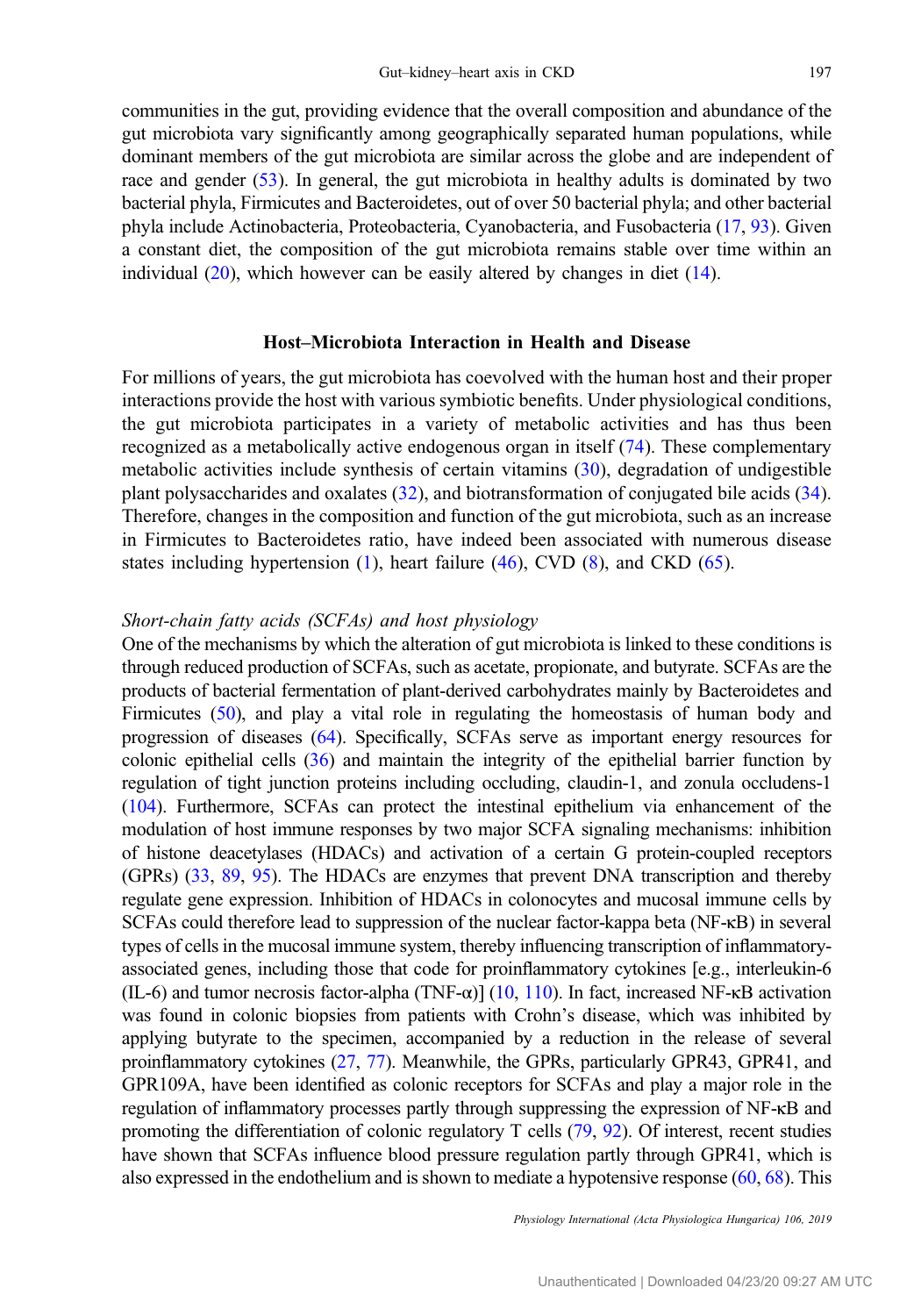communities in the gut, providing evidence that the overall composition and abundance of the gut microbiota vary significantly among geographically separated human populations, while dominant members of the gut microbiota are similar across the globe and are independent of race and gender (53). In general, the gut microbiota in healthy adults is dominated by two bacterial phyla, Firmicutes and Bacteroidetes, out of over 50 bacterial phyla; and other bacterial phyla include Actinobacteria, Proteobacteria, Cyanobacteria, and Fusobacteria (17, 93). Given a constant diet, the composition of the gut microbiota remains stable over time within an individual (20), which however can be easily altered by changes in diet (14).

## Host–Microbiota Interaction in Health and Disease

For millions of years, the gut microbiota has coevolved with the human host and their proper interactions provide the host with various symbiotic benefits. Under physiological conditions, the gut microbiota participates in a variety of metabolic activities and has thus been recognized as a metabolically active endogenous organ in itself (74). These complementary metabolic activities include synthesis of certain vitamins (30), degradation of undigestible plant polysaccharides and oxalates (32), and biotransformation of conjugated bile acids (34). Therefore, changes in the composition and function of the gut microbiota, such as an increase in Firmicutes to Bacteroidetes ratio, have indeed been associated with numerous disease states including hypertension (1), heart failure (46), CVD (8), and CKD (65).

### *Short-chain fatty acids (SCFAs) and host physiology*

One of the mechanisms by which the alteration of gut microbiota is linked to these conditions is through reduced production of SCFAs, such as acetate, propionate, and butyrate. SCFAs are the products of bacterial fermentation of plant-derived carbohydrates mainly by Bacteroidetes and Firmicutes (50), and play a vital role in regulating the homeostasis of human body and progression of diseases (64). Specifically, SCFAs serve as important energy resources for colonic epithelial cells (36) and maintain the integrity of the epithelial barrier function by regulation of tight junction proteins including occluding, claudin-1, and zonula occludens-1 (104). Furthermore, SCFAs can protect the intestinal epithelium via enhancement of the modulation of host immune responses by two major SCFA signaling mechanisms: inhibition of histone deacetylases (HDACs) and activation of a certain G protein-coupled receptors (GPRs) (33, 89, 95). The HDACs are enzymes that prevent DNA transcription and thereby regulate gene expression. Inhibition of HDACs in colonocytes and mucosal immune cells by SCFAs could therefore lead to suppression of the nuclear factor-kappa beta (NF-κB) in several types of cells in the mucosal immune system, thereby influencing transcription of inflammatory-associated genes, including those that code for proinflammatory cytokines [e.g., interleukin-6 (IL-6) and tumor necrosis factor-alpha (TNF-α)] (10, 110). In fact, increased NF-κB activation was found in colonic biopsies from patients with Crohn's disease, which was inhibited by applying butyrate to the specimen, accompanied by a reduction in the release of several proinflammatory cytokines (27, 77). Meanwhile, the GPRs, particularly GPR43, GPR41, and GPR109A, have been identified as colonic receptors for SCFAs and play a major role in the regulation of inflammatory processes partly through suppressing the expression of NF-κB and promoting the differentiation of colonic regulatory T cells (79, 92). Of interest, recent studies have shown that SCFAs influence blood pressure regulation partly through GPR41, which is also expressed in the endothelium and is shown to mediate a hypotensive response (60, 68). This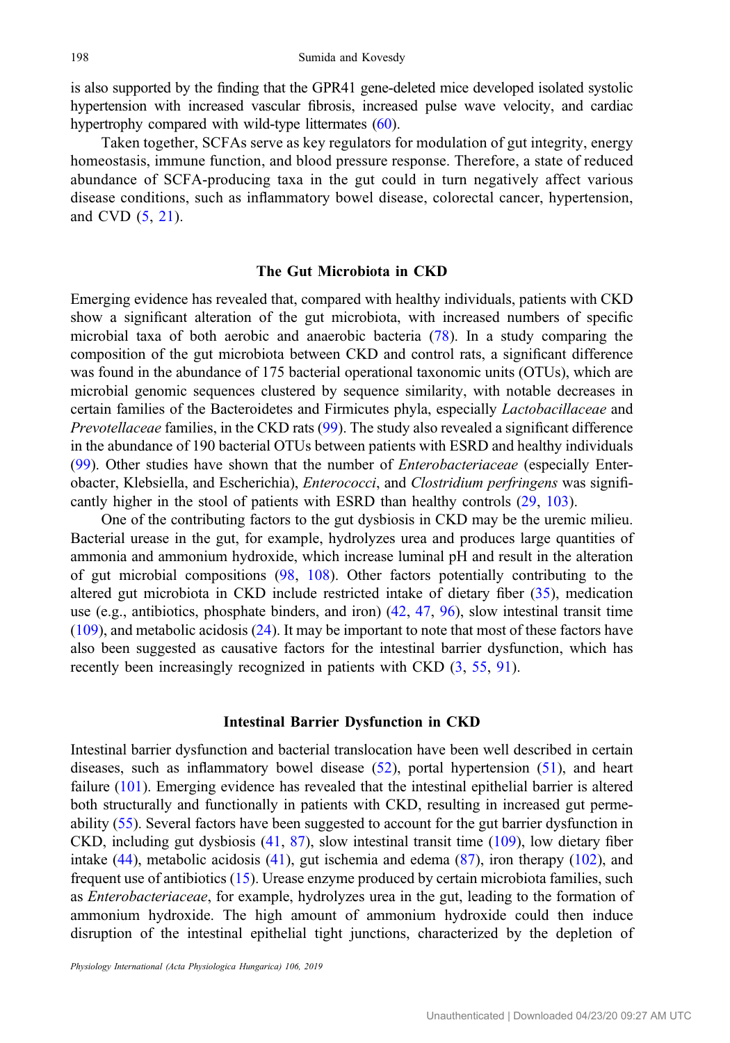is also supported by the finding that the GPR41 gene-deleted mice developed isolated systolic hypertension with increased vascular fibrosis, increased pulse wave velocity, and cardiac hypertrophy compared with wild-type littermates (60).

Taken together, SCFAs serve as key regulators for modulation of gut integrity, energy homeostasis, immune function, and blood pressure response. Therefore, a state of reduced abundance of SCFA-producing taxa in the gut could in turn negatively affect various disease conditions, such as inflammatory bowel disease, colorectal cancer, hypertension, and CVD (5, 21).

## The Gut Microbiota in CKD

Emerging evidence has revealed that, compared with healthy individuals, patients with CKD show a significant alteration of the gut microbiota, with increased numbers of specific microbial taxa of both aerobic and anaerobic bacteria (78). In a study comparing the composition of the gut microbiota between CKD and control rats, a significant difference was found in the abundance of 175 bacterial operational taxonomic units (OTUs), which are microbial genomic sequences clustered by sequence similarity, with notable decreases in certain families of the Bacteroidetes and Firmicutes phyla, especially *Lactobacillaceae* and *Prevotellaceae* families, in the CKD rats (99). The study also revealed a significant difference in the abundance of 190 bacterial OTUs between patients with ESRD and healthy individuals (99). Other studies have shown that the number of *Enterobacteriaceae* (especially Enterobacter, Klebsiella, and Escherichia), *Enterococci*, and *Clostridium perfringens* was significantly higher in the stool of patients with ESRD than healthy controls (29, 103).

One of the contributing factors to the gut dysbiosis in CKD may be the uremic milieu. Bacterial urease in the gut, for example, hydrolyzes urea and produces large quantities of ammonia and ammonium hydroxide, which increase luminal pH and result in the alteration of gut microbial compositions (98, 108). Other factors potentially contributing to the altered gut microbiota in CKD include restricted intake of dietary fiber (35), medication use (e.g., antibiotics, phosphate binders, and iron) (42, 47, 96), slow intestinal transit time (109), and metabolic acidosis (24). It may be important to note that most of these factors have also been suggested as causative factors for the intestinal barrier dysfunction, which has recently been increasingly recognized in patients with CKD (3, 55, 91).

## Intestinal Barrier Dysfunction in CKD

Intestinal barrier dysfunction and bacterial translocation have been well described in certain diseases, such as inflammatory bowel disease (52), portal hypertension (51), and heart failure (101). Emerging evidence has revealed that the intestinal epithelial barrier is altered both structurally and functionally in patients with CKD, resulting in increased gut permeability (55). Several factors have been suggested to account for the gut barrier dysfunction in CKD, including gut dysbiosis (41, 87), slow intestinal transit time (109), low dietary fiber intake (44), metabolic acidosis (41), gut ischemia and edema (87), iron therapy (102), and frequent use of antibiotics (15). Urease enzyme produced by certain microbiota families, such as *Enterobacteriaceae*, for example, hydrolyzes urea in the gut, leading to the formation of ammonium hydroxide. The high amount of ammonium hydroxide could then induce disruption of the intestinal epithelial tight junctions, characterized by the depletion of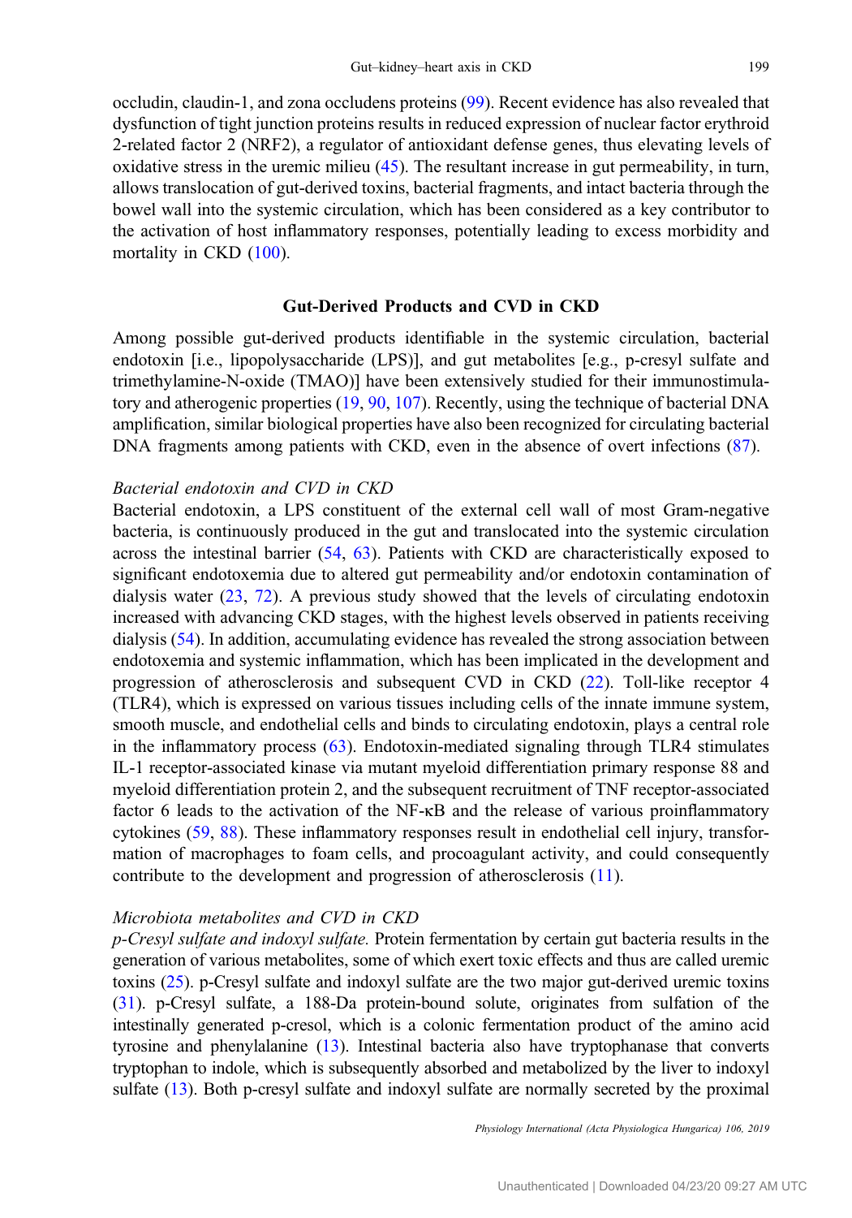occludin, claudin-1, and zona occludens proteins (99). Recent evidence has also revealed that dysfunction of tight junction proteins results in reduced expression of nuclear factor erythroid 2-related factor 2 (NRF2), a regulator of antioxidant defense genes, thus elevating levels of oxidative stress in the uremic milieu (45). The resultant increase in gut permeability, in turn, allows translocation of gut-derived toxins, bacterial fragments, and intact bacteria through the bowel wall into the systemic circulation, which has been considered as a key contributor to the activation of host inflammatory responses, potentially leading to excess morbidity and mortality in CKD (100).

## Gut-Derived Products and CVD in CKD

Among possible gut-derived products identifiable in the systemic circulation, bacterial endotoxin [i.e., lipopolysaccharide (LPS)], and gut metabolites [e.g., p-cresyl sulfate and trimethylamine-N-oxide (TMAO)] have been extensively studied for their immunostimulatory and atherogenic properties (19, 90, 107). Recently, using the technique of bacterial DNA amplification, similar biological properties have also been recognized for circulating bacterial DNA fragments among patients with CKD, even in the absence of overt infections (87).

### *Bacterial endotoxin and CVD in CKD*

Bacterial endotoxin, a LPS constituent of the external cell wall of most Gram-negative bacteria, is continuously produced in the gut and translocated into the systemic circulation across the intestinal barrier (54, 63). Patients with CKD are characteristically exposed to significant endotoxemia due to altered gut permeability and/or endotoxin contamination of dialysis water (23, 72). A previous study showed that the levels of circulating endotoxin increased with advancing CKD stages, with the highest levels observed in patients receiving dialysis (54). In addition, accumulating evidence has revealed the strong association between endotoxemia and systemic inflammation, which has been implicated in the development and progression of atherosclerosis and subsequent CVD in CKD (22). Toll-like receptor 4 (TLR4), which is expressed on various tissues including cells of the innate immune system, smooth muscle, and endothelial cells and binds to circulating endotoxin, plays a central role in the inflammatory process (63). Endotoxin-mediated signaling through TLR4 stimulates IL-1 receptor-associated kinase via mutant myeloid differentiation primary response 88 and myeloid differentiation protein 2, and the subsequent recruitment of TNF receptor-associated factor 6 leads to the activation of the NF-κB and the release of various proinflammatory cytokines (59, 88). These inflammatory responses result in endothelial cell injury, transformation of macrophages to foam cells, and procoagulant activity, and could consequently contribute to the development and progression of atherosclerosis (11).

### *Microbiota metabolites and CVD in CKD*

*p-Cresyl sulfate and indoxyl sulfate.* Protein fermentation by certain gut bacteria results in the generation of various metabolites, some of which exert toxic effects and thus are called uremic toxins (25). p-Cresyl sulfate and indoxyl sulfate are the two major gut-derived uremic toxins (31). p-Cresyl sulfate, a 188-Da protein-bound solute, originates from sulfation of the intestinally generated p-cresol, which is a colonic fermentation product of the amino acid tyrosine and phenylalanine (13). Intestinal bacteria also have tryptophanase that converts tryptophan to indole, which is subsequently absorbed and metabolized by the liver to indoxyl sulfate (13). Both p-cresyl sulfate and indoxyl sulfate are normally secreted by the proximal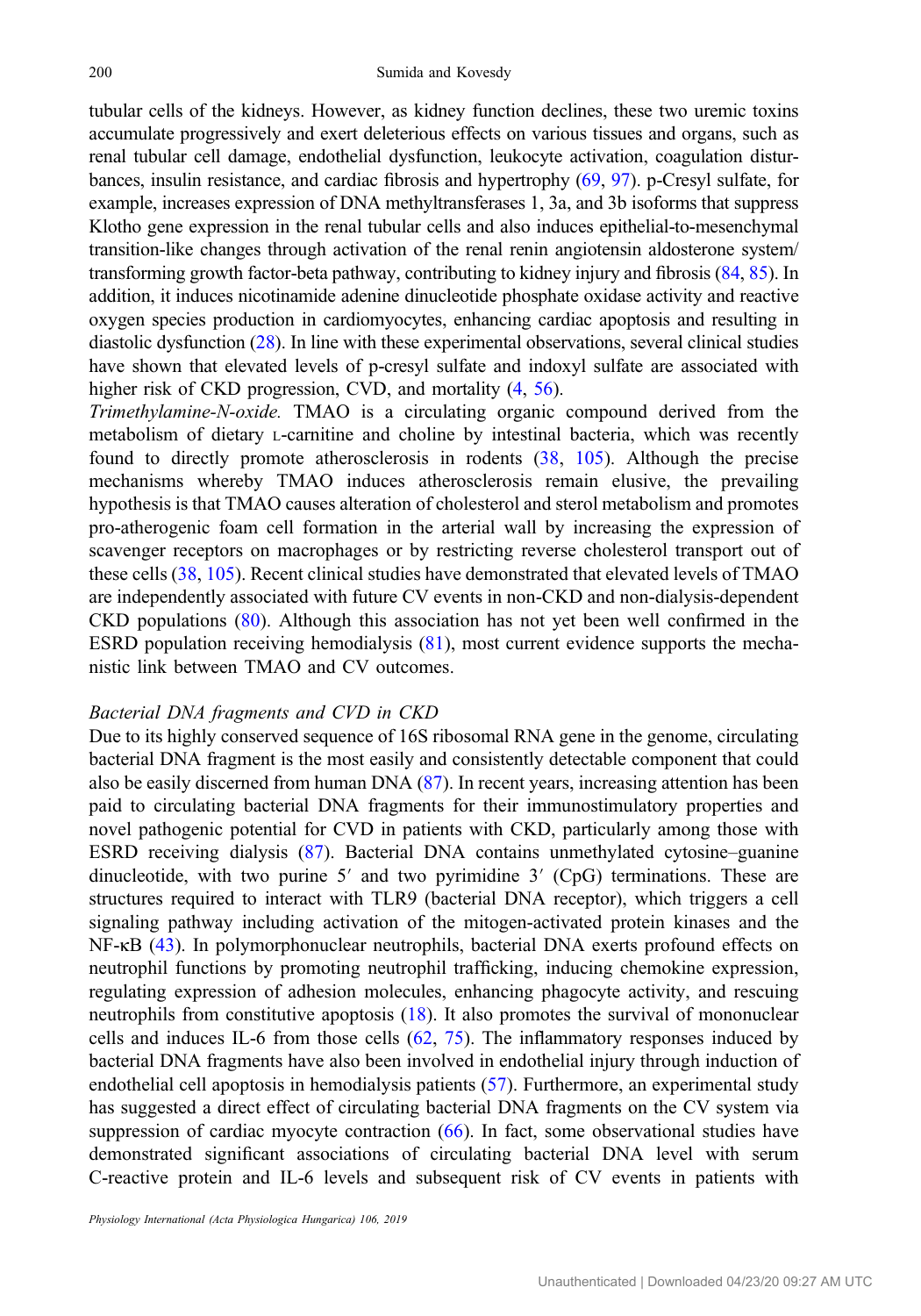tubular cells of the kidneys. However, as kidney function declines, these two uremic toxins accumulate progressively and exert deleterious effects on various tissues and organs, such as renal tubular cell damage, endothelial dysfunction, leukocyte activation, coagulation disturbances, insulin resistance, and cardiac fibrosis and hypertrophy (69, 97). p-Cresyl sulfate, for example, increases expression of DNA methyltransferases 1, 3a, and 3b isoforms that suppress Klotho gene expression in the renal tubular cells and also induces epithelial-to-mesenchymal transition-like changes through activation of the renal renin angiotensin aldosterone system/transforming growth factor-beta pathway, contributing to kidney injury and fibrosis (84, 85). In addition, it induces nicotinamide adenine dinucleotide phosphate oxidase activity and reactive oxygen species production in cardiomyocytes, enhancing cardiac apoptosis and resulting in diastolic dysfunction (28). In line with these experimental observations, several clinical studies have shown that elevated levels of p-cresyl sulfate and indoxyl sulfate are associated with higher risk of CKD progression, CVD, and mortality (4, 56).

*Trimethylamine-N-oxide.* TMAO is a circulating organic compound derived from the metabolism of dietary L-carnitine and choline by intestinal bacteria, which was recently found to directly promote atherosclerosis in rodents (38, 105). Although the precise mechanisms whereby TMAO induces atherosclerosis remain elusive, the prevailing hypothesis is that TMAO causes alteration of cholesterol and sterol metabolism and promotes pro-atherogenic foam cell formation in the arterial wall by increasing the expression of scavenger receptors on macrophages or by restricting reverse cholesterol transport out of these cells (38, 105). Recent clinical studies have demonstrated that elevated levels of TMAO are independently associated with future CV events in non-CKD and non-dialysis-dependent CKD populations (80). Although this association has not yet been well confirmed in the ESRD population receiving hemodialysis (81), most current evidence supports the mechanistic link between TMAO and CV outcomes.

*Bacterial DNA fragments and CVD in CKD*

Due to its highly conserved sequence of 16S ribosomal RNA gene in the genome, circulating bacterial DNA fragment is the most easily and consistently detectable component that could also be easily discerned from human DNA (87). In recent years, increasing attention has been paid to circulating bacterial DNA fragments for their immunostimulatory properties and novel pathogenic potential for CVD in patients with CKD, particularly among those with ESRD receiving dialysis (87). Bacterial DNA contains unmethylated cytosine–guanine dinucleotide, with two purine 5′ and two pyrimidine 3′ (CpG) terminations. These are structures required to interact with TLR9 (bacterial DNA receptor), which triggers a cell signaling pathway including activation of the mitogen-activated protein kinases and the NF-κB (43). In polymorphonuclear neutrophils, bacterial DNA exerts profound effects on neutrophil functions by promoting neutrophil trafficking, inducing chemokine expression, regulating expression of adhesion molecules, enhancing phagocyte activity, and rescuing neutrophils from constitutive apoptosis (18). It also promotes the survival of mononuclear cells and induces IL-6 from those cells (62, 75). The inflammatory responses induced by bacterial DNA fragments have also been involved in endothelial injury through induction of endothelial cell apoptosis in hemodialysis patients (57). Furthermore, an experimental study has suggested a direct effect of circulating bacterial DNA fragments on the CV system via suppression of cardiac myocyte contraction (66). In fact, some observational studies have demonstrated significant associations of circulating bacterial DNA level with serum C-reactive protein and IL-6 levels and subsequent risk of CV events in patients with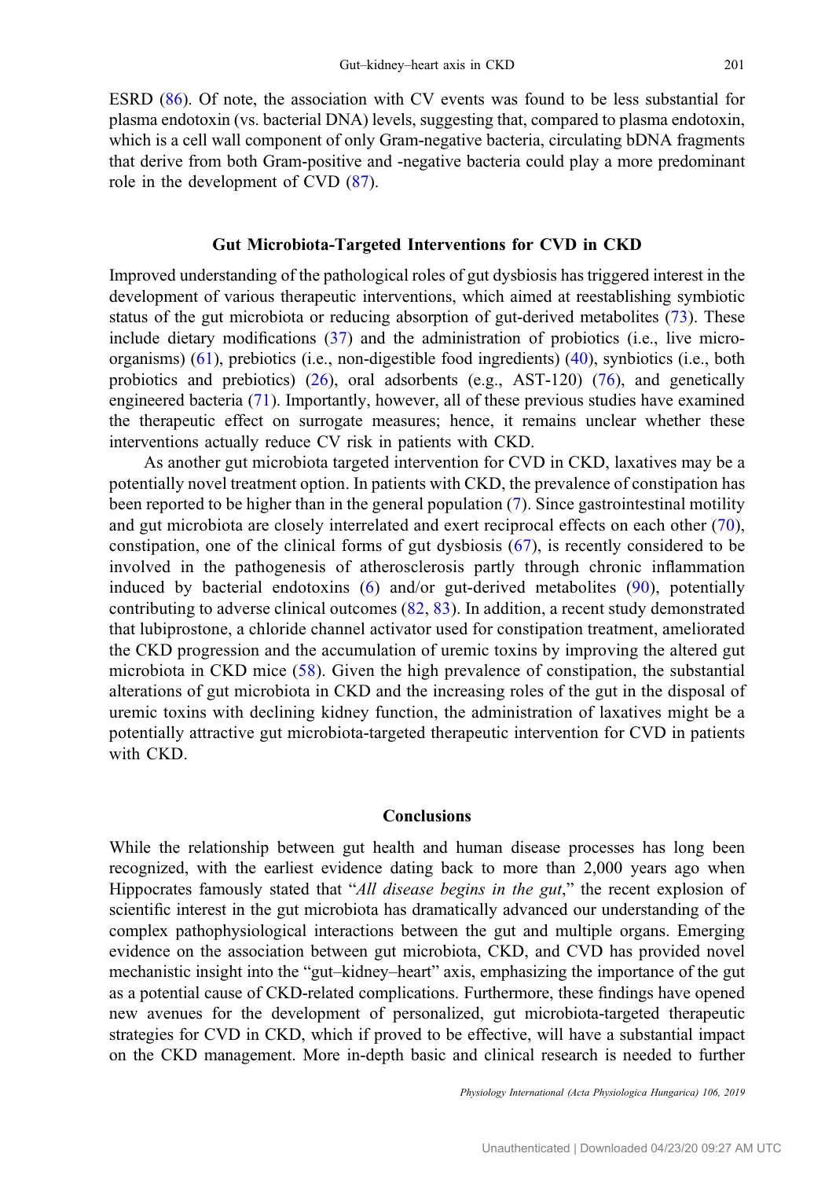ESRD (86). Of note, the association with CV events was found to be less substantial for plasma endotoxin (vs. bacterial DNA) levels, suggesting that, compared to plasma endotoxin, which is a cell wall component of only Gram-negative bacteria, circulating bDNA fragments that derive from both Gram-positive and -negative bacteria could play a more predominant role in the development of CVD (87).

## Gut Microbiota-Targeted Interventions for CVD in CKD

Improved understanding of the pathological roles of gut dysbiosis has triggered interest in the development of various therapeutic interventions, which aimed at reestablishing symbiotic status of the gut microbiota or reducing absorption of gut-derived metabolites (73). These include dietary modifications (37) and the administration of probiotics (i.e., live microorganisms) (61), prebiotics (i.e., non-digestible food ingredients) (40), synbiotics (i.e., both probiotics and prebiotics) (26), oral adsorbents (e.g., AST-120) (76), and genetically engineered bacteria (71). Importantly, however, all of these previous studies have examined the therapeutic effect on surrogate measures; hence, it remains unclear whether these interventions actually reduce CV risk in patients with CKD.

As another gut microbiota targeted intervention for CVD in CKD, laxatives may be a potentially novel treatment option. In patients with CKD, the prevalence of constipation has been reported to be higher than in the general population (7). Since gastrointestinal motility and gut microbiota are closely interrelated and exert reciprocal effects on each other (70), constipation, one of the clinical forms of gut dysbiosis (67), is recently considered to be involved in the pathogenesis of atherosclerosis partly through chronic inflammation induced by bacterial endotoxins (6) and/or gut-derived metabolites (90), potentially contributing to adverse clinical outcomes (82, 83). In addition, a recent study demonstrated that lubiprostone, a chloride channel activator used for constipation treatment, ameliorated the CKD progression and the accumulation of uremic toxins by improving the altered gut microbiota in CKD mice (58). Given the high prevalence of constipation, the substantial alterations of gut microbiota in CKD and the increasing roles of the gut in the disposal of uremic toxins with declining kidney function, the administration of laxatives might be a potentially attractive gut microbiota-targeted therapeutic intervention for CVD in patients with CKD.

## Conclusions

While the relationship between gut health and human disease processes has long been recognized, with the earliest evidence dating back to more than 2,000 years ago when Hippocrates famously stated that "*All disease begins in the gut*," the recent explosion of scientific interest in the gut microbiota has dramatically advanced our understanding of the complex pathophysiological interactions between the gut and multiple organs. Emerging evidence on the association between gut microbiota, CKD, and CVD has provided novel mechanistic insight into the "gut–kidney–heart" axis, emphasizing the importance of the gut as a potential cause of CKD-related complications. Furthermore, these findings have opened new avenues for the development of personalized, gut microbiota-targeted therapeutic strategies for CVD in CKD, which if proved to be effective, will have a substantial impact on the CKD management. More in-depth basic and clinical research is needed to further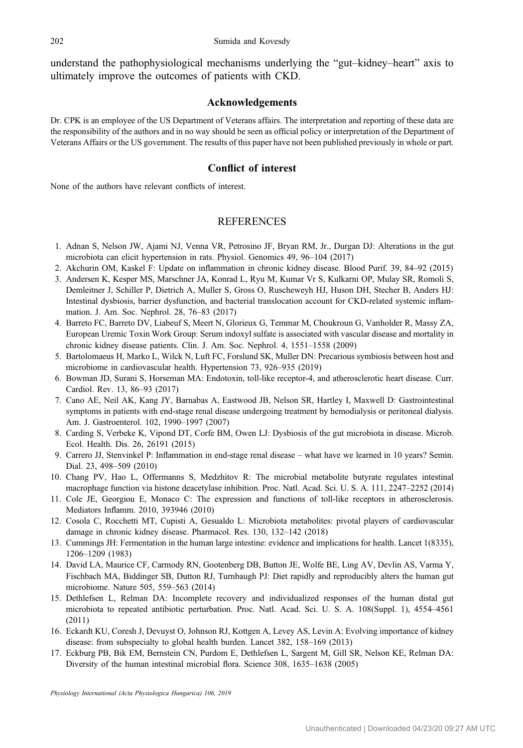understand the pathophysiological mechanisms underlying the "gut–kidney–heart" axis to ultimately improve the outcomes of patients with CKD.

## Acknowledgements

Dr. CPK is an employee of the US Department of Veterans affairs. The interpretation and reporting of these data are the responsibility of the authors and in no way should be seen as official policy or interpretation of the Department of Veterans Affairs or the US government. The results of this paper have not been published previously in whole or part.

## Conflict of interest

None of the authors have relevant conflicts of interest.

## REFERENCES

1. Adnan S, Nelson JW, Ajami NJ, Venna VR, Petrosino JF, Bryan RM, Jr., Durgan DJ: Alterations in the gut microbiota can elicit hypertension in rats. Physiol. Genomics 49, 96–104 (2017)
2. Akchurin OM, Kaskel F: Update on inflammation in chronic kidney disease. Blood Purif. 39, 84–92 (2015)
3. Andersen K, Kesper MS, Marschner JA, Konrad L, Ryu M, Kumar Vr S, Kulkarni OP, Mulay SR, Romoli S, Demleitner J, Schiller P, Dietrich A, Muller S, Gross O, Ruscheweyh HJ, Huson DH, Stecher B, Anders HJ: Intestinal dysbiosis, barrier dysfunction, and bacterial translocation account for CKD-related systemic inflammation. J. Am. Soc. Nephrol. 28, 76–83 (2017)
4. Barreto FC, Barreto DV, Liabeuf S, Meert N, Glorieux G, Temmar M, Choukroun G, Vanholder R, Massy ZA, European Uremic Toxin Work Group: Serum indoxyl sulfate is associated with vascular disease and mortality in chronic kidney disease patients. Clin. J. Am. Soc. Nephrol. 4, 1551–1558 (2009)
5. Bartolomaeus H, Marko L, Wilck N, Luft FC, Forslund SK, Muller DN: Precarious symbiosis between host and microbiome in cardiovascular health. Hypertension 73, 926–935 (2019)
6. Bowman JD, Surani S, Horseman MA: Endotoxin, toll-like receptor-4, and atherosclerotic heart disease. Curr. Cardiol. Rev. 13, 86–93 (2017)
7. Cano AE, Neil AK, Kang JY, Barnabas A, Eastwood JB, Nelson SR, Hartley I, Maxwell D: Gastrointestinal symptoms in patients with end-stage renal disease undergoing treatment by hemodialysis or peritoneal dialysis. Am. J. Gastroenterol. 102, 1990–1997 (2007)
8. Carding S, Verbeke K, Vipond DT, Corfe BM, Owen LJ: Dysbiosis of the gut microbiota in disease. Microb. Ecol. Health. Dis. 26, 26191 (2015)
9. Carrero JJ, Stenvinkel P: Inflammation in end-stage renal disease – what have we learned in 10 years? Semin. Dial. 23, 498–509 (2010)
10. Chang PV, Hao L, Offermanns S, Medzhitov R: The microbial metabolite butyrate regulates intestinal macrophage function via histone deacetylase inhibition. Proc. Natl. Acad. Sci. U. S. A. 111, 2247–2252 (2014)
11. Cole JE, Georgiou E, Monaco C: The expression and functions of toll-like receptors in atherosclerosis. Mediators Inflamm. 2010, 393946 (2010)
12. Cosola C, Rocchetti MT, Cupisti A, Gesualdo L: Microbiota metabolites: pivotal players of cardiovascular damage in chronic kidney disease. Pharmacol. Res. 130, 132–142 (2018)
13. Cummings JH: Fermentation in the human large intestine: evidence and implications for health. Lancet 1(8335), 1206–1209 (1983)
14. David LA, Maurice CF, Carmody RN, Gootenberg DB, Button JE, Wolfe BE, Ling AV, Devlin AS, Varma Y, Fischbach MA, Biddinger SB, Dutton RJ, Turnbaugh PJ: Diet rapidly and reproducibly alters the human gut microbiome. Nature 505, 559–563 (2014)
15. Dethlefsen L, Relman DA: Incomplete recovery and individualized responses of the human distal gut microbiota to repeated antibiotic perturbation. Proc. Natl. Acad. Sci. U. S. A. 108(Suppl. 1), 4554–4561 (2011)
16. Eckardt KU, Coresh J, Devuyst O, Johnson RJ, Kottgen A, Levey AS, Levin A: Evolving importance of kidney disease: from subspecialty to global health burden. Lancet 382, 158–169 (2013)
17. Eckburg PB, Bik EM, Bernstein CN, Purdom E, Dethlefsen L, Sargent M, Gill SR, Nelson KE, Relman DA: Diversity of the human intestinal microbial flora. Science 308, 1635–1638 (2005)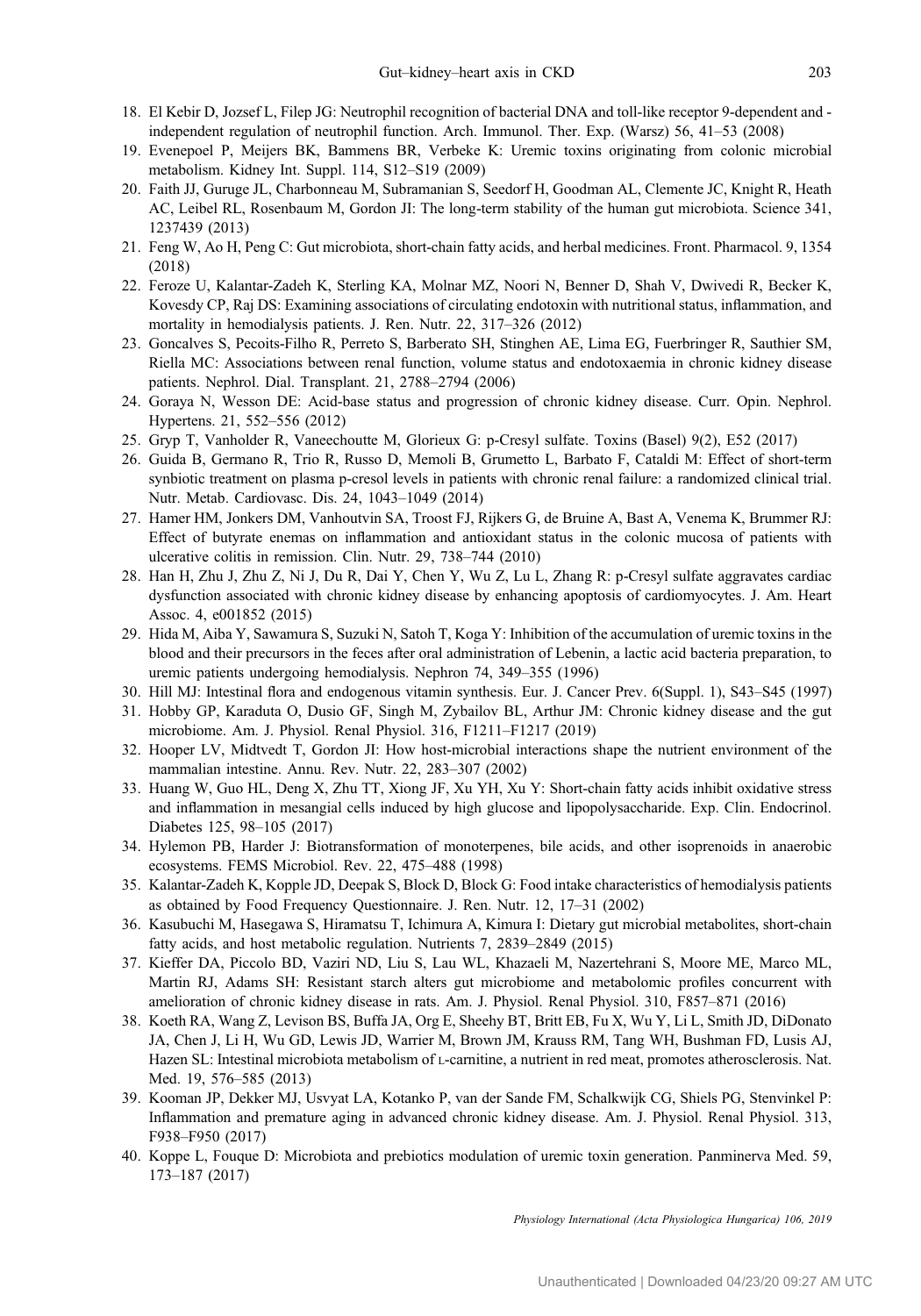18. El Kebir D, Jozsef L, Filep JG: Neutrophil recognition of bacterial DNA and toll-like receptor 9-dependent and -independent regulation of neutrophil function. Arch. Immunol. Ther. Exp. (Warsz) 56, 41–53 (2008)
19. Evenepoel P, Meijers BK, Bammens BR, Verbeke K: Uremic toxins originating from colonic microbial metabolism. Kidney Int. Suppl. 114, S12–S19 (2009)
20. Faith JJ, Guruge JL, Charbonneau M, Subramanian S, Seedorf H, Goodman AL, Clemente JC, Knight R, Heath AC, Leibel RL, Rosenbaum M, Gordon JI: The long-term stability of the human gut microbiota. Science 341, 1237439 (2013)
21. Feng W, Ao H, Peng C: Gut microbiota, short-chain fatty acids, and herbal medicines. Front. Pharmacol. 9, 1354 (2018)
22. Feroze U, Kalantar-Zadeh K, Sterling KA, Molnar MZ, Noori N, Benner D, Shah V, Dwivedi R, Becker K, Kovesdy CP, Raj DS: Examining associations of circulating endotoxin with nutritional status, inflammation, and mortality in hemodialysis patients. J. Ren. Nutr. 22, 317–326 (2012)
23. Goncalves S, Pecoits-Filho R, Perreto S, Barberato SH, Stinghen AE, Lima EG, Fuerbringer R, Sauthier SM, Riella MC: Associations between renal function, volume status and endotoxaemia in chronic kidney disease patients. Nephrol. Dial. Transplant. 21, 2788–2794 (2006)
24. Goraya N, Wesson DE: Acid-base status and progression of chronic kidney disease. Curr. Opin. Nephrol. Hypertens. 21, 552–556 (2012)
25. Gryp T, Vanholder R, Vaneechoutte M, Glorieux G: p-Cresyl sulfate. Toxins (Basel) 9(2), E52 (2017)
26. Guida B, Germano R, Trio R, Russo D, Memoli B, Grumetto L, Barbato F, Cataldi M: Effect of short-term synbiotic treatment on plasma p-cresol levels in patients with chronic renal failure: a randomized clinical trial. Nutr. Metab. Cardiovasc. Dis. 24, 1043–1049 (2014)
27. Hamer HM, Jonkers DM, Vanhoutvin SA, Troost FJ, Rijkers G, de Bruine A, Bast A, Venema K, Brummer RJ: Effect of butyrate enemas on inflammation and antioxidant status in the colonic mucosa of patients with ulcerative colitis in remission. Clin. Nutr. 29, 738–744 (2010)
28. Han H, Zhu J, Zhu Z, Ni J, Du R, Dai Y, Chen Y, Wu Z, Lu L, Zhang R: p-Cresyl sulfate aggravates cardiac dysfunction associated with chronic kidney disease by enhancing apoptosis of cardiomyocytes. J. Am. Heart Assoc. 4, e001852 (2015)
29. Hida M, Aiba Y, Sawamura S, Suzuki N, Satoh T, Koga Y: Inhibition of the accumulation of uremic toxins in the blood and their precursors in the feces after oral administration of Lebenin, a lactic acid bacteria preparation, to uremic patients undergoing hemodialysis. Nephron 74, 349–355 (1996)
30. Hill MJ: Intestinal flora and endogenous vitamin synthesis. Eur. J. Cancer Prev. 6(Suppl. 1), S43–S45 (1997)
31. Hobby GP, Karaduta O, Dusio GF, Singh M, Zybailov BL, Arthur JM: Chronic kidney disease and the gut microbiome. Am. J. Physiol. Renal Physiol. 316, F1211–F1217 (2019)
32. Hooper LV, Midtvedt T, Gordon JI: How host-microbial interactions shape the nutrient environment of the mammalian intestine. Annu. Rev. Nutr. 22, 283–307 (2002)
33. Huang W, Guo HL, Deng X, Zhu TT, Xiong JF, Xu YH, Xu Y: Short-chain fatty acids inhibit oxidative stress and inflammation in mesangial cells induced by high glucose and lipopolysaccharide. Exp. Clin. Endocrinol. Diabetes 125, 98–105 (2017)
34. Hylemon PB, Harder J: Biotransformation of monoterpenes, bile acids, and other isoprenoids in anaerobic ecosystems. FEMS Microbiol. Rev. 22, 475–488 (1998)
35. Kalantar-Zadeh K, Kopple JD, Deepak S, Block D, Block G: Food intake characteristics of hemodialysis patients as obtained by Food Frequency Questionnaire. J. Ren. Nutr. 12, 17–31 (2002)
36. Kasubuchi M, Hasegawa S, Hiramatsu T, Ichimura A, Kimura I: Dietary gut microbial metabolites, short-chain fatty acids, and host metabolic regulation. Nutrients 7, 2839–2849 (2015)
37. Kieffer DA, Piccolo BD, Vaziri ND, Liu S, Lau WL, Khazaeli M, Nazertehrani S, Moore ME, Marco ML, Martin RJ, Adams SH: Resistant starch alters gut microbiome and metabolomic profiles concurrent with amelioration of chronic kidney disease in rats. Am. J. Physiol. Renal Physiol. 310, F857–871 (2016)
38. Koeth RA, Wang Z, Levison BS, Buffa JA, Org E, Sheehy BT, Britt EB, Fu X, Wu Y, Li L, Smith JD, DiDonato JA, Chen J, Li H, Wu GD, Lewis JD, Warrier M, Brown JM, Krauss RM, Tang WH, Bushman FD, Lusis AJ, Hazen SL: Intestinal microbiota metabolism of L-carnitine, a nutrient in red meat, promotes atherosclerosis. Nat. Med. 19, 576–585 (2013)
39. Kooman JP, Dekker MJ, Usvyat LA, Kotanko P, van der Sande FM, Schalkwijk CG, Shiels PG, Stenvinkel P: Inflammation and premature aging in advanced chronic kidney disease. Am. J. Physiol. Renal Physiol. 313, F938–F950 (2017)
40. Koppe L, Fouque D: Microbiota and prebiotics modulation of uremic toxin generation. Panminerva Med. 59, 173–187 (2017)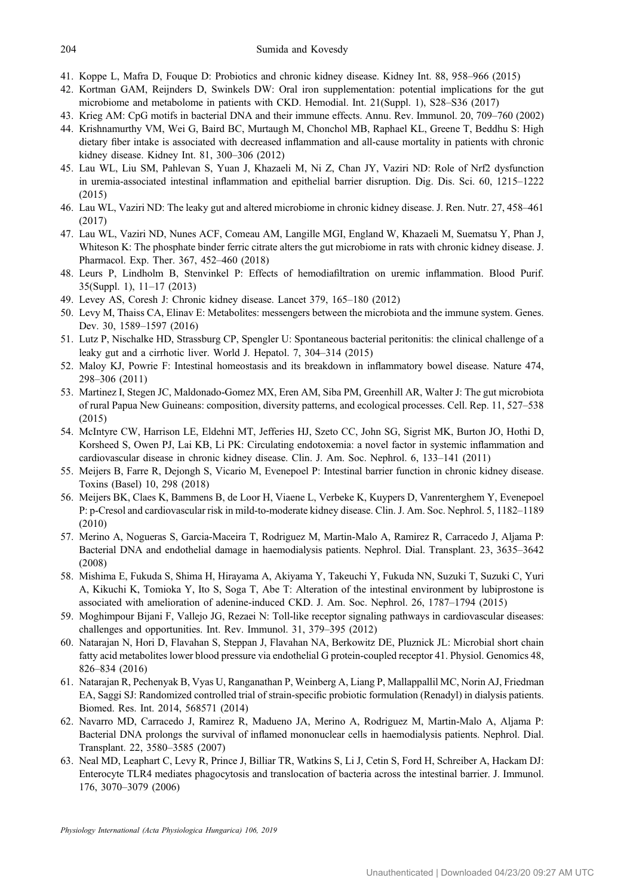41. Koppe L, Mafra D, Fouque D: Probiotics and chronic kidney disease. Kidney Int. 88, 958–966 (2015)
42. Kortman GAM, Reijnders D, Swinkels DW: Oral iron supplementation: potential implications for the gut microbiome and metabolome in patients with CKD. Hemodial. Int. 21(Suppl. 1), S28–S36 (2017)
43. Krieg AM: CpG motifs in bacterial DNA and their immune effects. Annu. Rev. Immunol. 20, 709–760 (2002)
44. Krishnamurthy VM, Wei G, Baird BC, Murtaugh M, Chonchol MB, Raphael KL, Greene T, Beddhu S: High dietary fiber intake is associated with decreased inflammation and all-cause mortality in patients with chronic kidney disease. Kidney Int. 81, 300–306 (2012)
45. Lau WL, Liu SM, Pahlevan S, Yuan J, Khazaeli M, Ni Z, Chan JY, Vaziri ND: Role of Nrf2 dysfunction in uremia-associated intestinal inflammation and epithelial barrier disruption. Dig. Dis. Sci. 60, 1215–1222 (2015)
46. Lau WL, Vaziri ND: The leaky gut and altered microbiome in chronic kidney disease. J. Ren. Nutr. 27, 458–461 (2017)
47. Lau WL, Vaziri ND, Nunes ACF, Comeau AM, Langille MGI, England W, Khazaeli M, Suematsu Y, Phan J, Whiteson K: The phosphate binder ferric citrate alters the gut microbiome in rats with chronic kidney disease. J. Pharmacol. Exp. Ther. 367, 452–460 (2018)
48. Leurs P, Lindholm B, Stenvinkel P: Effects of hemodiafiltration on uremic inflammation. Blood Purif. 35(Suppl. 1), 11–17 (2013)
49. Levey AS, Coresh J: Chronic kidney disease. Lancet 379, 165–180 (2012)
50. Levy M, Thaiss CA, Elinav E: Metabolites: messengers between the microbiota and the immune system. Genes. Dev. 30, 1589–1597 (2016)
51. Lutz P, Nischalke HD, Strassburg CP, Spengler U: Spontaneous bacterial peritonitis: the clinical challenge of a leaky gut and a cirrhotic liver. World J. Hepatol. 7, 304–314 (2015)
52. Maloy KJ, Powrie F: Intestinal homeostasis and its breakdown in inflammatory bowel disease. Nature 474, 298–306 (2011)
53. Martinez I, Stegen JC, Maldonado-Gomez MX, Eren AM, Siba PM, Greenhill AR, Walter J: The gut microbiota of rural Papua New Guineans: composition, diversity patterns, and ecological processes. Cell. Rep. 11, 527–538 (2015)
54. McIntyre CW, Harrison LE, Eldehni MT, Jefferies HJ, Szeto CC, John SG, Sigrist MK, Burton JO, Hothi D, Korsheed S, Owen PJ, Lai KB, Li PK: Circulating endotoxemia: a novel factor in systemic inflammation and cardiovascular disease in chronic kidney disease. Clin. J. Am. Soc. Nephrol. 6, 133–141 (2011)
55. Meijers B, Farre R, Dejongh S, Vicario M, Evenepoel P: Intestinal barrier function in chronic kidney disease. Toxins (Basel) 10, 298 (2018)
56. Meijers BK, Claes K, Bammens B, de Loor H, Viaene L, Verbeke K, Kuypers D, Vanrenterghem Y, Evenepoel P: p-Cresol and cardiovascular risk in mild-to-moderate kidney disease. Clin. J. Am. Soc. Nephrol. 5, 1182–1189 (2010)
57. Merino A, Nogueras S, Garcia-Maceira T, Rodriguez M, Martin-Malo A, Ramirez R, Carracedo J, Aljama P: Bacterial DNA and endothelial damage in haemodialysis patients. Nephrol. Dial. Transplant. 23, 3635–3642 (2008)
58. Mishima E, Fukuda S, Shima H, Hirayama A, Akiyama Y, Takeuchi Y, Fukuda NN, Suzuki T, Suzuki C, Yuri A, Kikuchi K, Tomioka Y, Ito S, Soga T, Abe T: Alteration of the intestinal environment by lubiprostone is associated with amelioration of adenine-induced CKD. J. Am. Soc. Nephrol. 26, 1787–1794 (2015)
59. Moghimpour Bijani F, Vallejo JG, Rezaei N: Toll-like receptor signaling pathways in cardiovascular diseases: challenges and opportunities. Int. Rev. Immunol. 31, 379–395 (2012)
60. Natarajan N, Hori D, Flavahan S, Steppan J, Flavahan NA, Berkowitz DE, Pluznick JL: Microbial short chain fatty acid metabolites lower blood pressure via endothelial G protein-coupled receptor 41. Physiol. Genomics 48, 826–834 (2016)
61. Natarajan R, Pechenyak B, Vyas U, Ranganathan P, Weinberg A, Liang P, Mallappallil MC, Norin AJ, Friedman EA, Saggi SJ: Randomized controlled trial of strain-specific probiotic formulation (Renadyl) in dialysis patients. Biomed. Res. Int. 2014, 568571 (2014)
62. Navarro MD, Carracedo J, Ramirez R, Madueno JA, Merino A, Rodriguez M, Martin-Malo A, Aljama P: Bacterial DNA prolongs the survival of inflamed mononuclear cells in haemodialysis patients. Nephrol. Dial. Transplant. 22, 3580–3585 (2007)
63. Neal MD, Leaphart C, Levy R, Prince J, Billiar TR, Watkins S, Li J, Cetin S, Ford H, Schreiber A, Hackam DJ: Enterocyte TLR4 mediates phagocytosis and translocation of bacteria across the intestinal barrier. J. Immunol. 176, 3070–3079 (2006)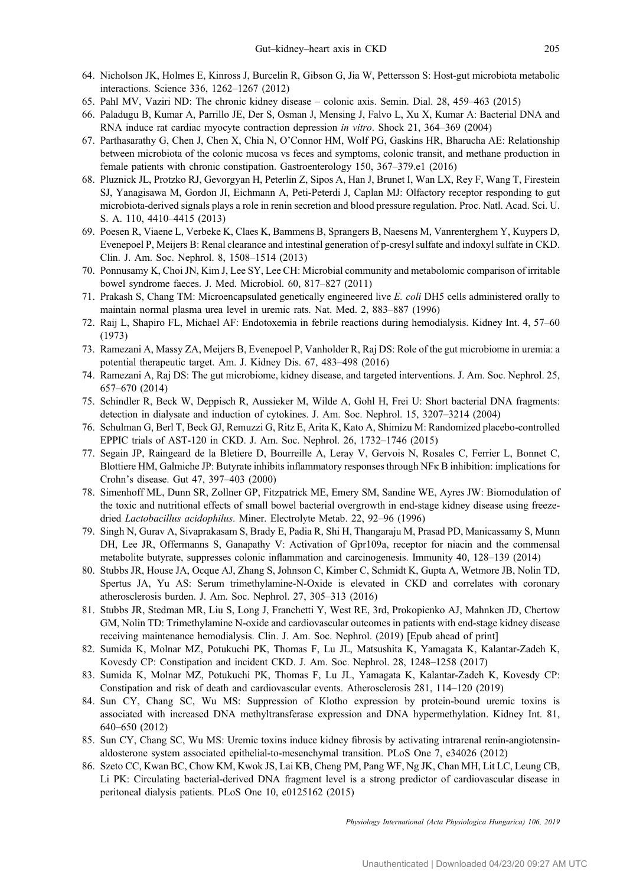64. Nicholson JK, Holmes E, Kinross J, Burcelin R, Gibson G, Jia W, Pettersson S: Host-gut microbiota metabolic interactions. Science 336, 1262–1267 (2012)
65. Pahl MV, Vaziri ND: The chronic kidney disease – colonic axis. Semin. Dial. 28, 459–463 (2015)
66. Paladugu B, Kumar A, Parrillo JE, Der S, Osman J, Mensing J, Falvo L, Xu X, Kumar A: Bacterial DNA and RNA induce rat cardiac myocyte contraction depression *in vitro*. Shock 21, 364–369 (2004)
67. Parthasarathy G, Chen J, Chen X, Chia N, O'Connor HM, Wolf PG, Gaskins HR, Bharucha AE: Relationship between microbiota of the colonic mucosa vs feces and symptoms, colonic transit, and methane production in female patients with chronic constipation. Gastroenterology 150, 367–379.e1 (2016)
68. Pluznick JL, Protzko RJ, Gevorgyan H, Peterlin Z, Sipos A, Han J, Brunet I, Wan LX, Rey F, Wang T, Firestein SJ, Yanagisawa M, Gordon JI, Eichmann A, Peti-Peterdi J, Caplan MJ: Olfactory receptor responding to gut microbiota-derived signals plays a role in renin secretion and blood pressure regulation. Proc. Natl. Acad. Sci. U. S. A. 110, 4410–4415 (2013)
69. Poesen R, Viaene L, Verbeke K, Claes K, Bammens B, Sprangers B, Naesens M, Vanrenterghem Y, Kuypers D, Evenepoel P, Meijers B: Renal clearance and intestinal generation of p-cresyl sulfate and indoxyl sulfate in CKD. Clin. J. Am. Soc. Nephrol. 8, 1508–1514 (2013)
70. Ponnusamy K, Choi JN, Kim J, Lee SY, Lee CH: Microbial community and metabolomic comparison of irritable bowel syndrome faeces. J. Med. Microbiol. 60, 817–827 (2011)
71. Prakash S, Chang TM: Microencapsulated genetically engineered live *E. coli* DH5 cells administered orally to maintain normal plasma urea level in uremic rats. Nat. Med. 2, 883–887 (1996)
72. Raij L, Shapiro FL, Michael AF: Endotoxemia in febrile reactions during hemodialysis. Kidney Int. 4, 57–60 (1973)
73. Ramezani A, Massy ZA, Meijers B, Evenepoel P, Vanholder R, Raj DS: Role of the gut microbiome in uremia: a potential therapeutic target. Am. J. Kidney Dis. 67, 483–498 (2016)
74. Ramezani A, Raj DS: The gut microbiome, kidney disease, and targeted interventions. J. Am. Soc. Nephrol. 25, 657–670 (2014)
75. Schindler R, Beck W, Deppisch R, Aussieker M, Wilde A, Gohl H, Frei U: Short bacterial DNA fragments: detection in dialysate and induction of cytokines. J. Am. Soc. Nephrol. 15, 3207–3214 (2004)
76. Schulman G, Berl T, Beck GJ, Remuzzi G, Ritz E, Arita K, Kato A, Shimizu M: Randomized placebo-controlled EPPIC trials of AST-120 in CKD. J. Am. Soc. Nephrol. 26, 1732–1746 (2015)
77. Segain JP, Raingeard de la Bletiere D, Bourreille A, Leray V, Gervois N, Rosales C, Ferrier L, Bonnet C, Blottiere HM, Galmiche JP: Butyrate inhibits inflammatory responses through NFκ B inhibition: implications for Crohn's disease. Gut 47, 397–403 (2000)
78. Simenhoff ML, Dunn SR, Zollner GP, Fitzpatrick ME, Emery SM, Sandine WE, Ayres JW: Biomodulation of the toxic and nutritional effects of small bowel bacterial overgrowth in end-stage kidney disease using freeze-dried *Lactobacillus acidophilus*. Miner. Electrolyte Metab. 22, 92–96 (1996)
79. Singh N, Gurav A, Sivaprakasam S, Brady E, Padia R, Shi H, Thangaraju M, Prasad PD, Manicassamy S, Munn DH, Lee JR, Offermanns S, Ganapathy V: Activation of Gpr109a, receptor for niacin and the commensal metabolite butyrate, suppresses colonic inflammation and carcinogenesis. Immunity 40, 128–139 (2014)
80. Stubbs JR, House JA, Ocque AJ, Zhang S, Johnson C, Kimber C, Schmidt K, Gupta A, Wetmore JB, Nolin TD, Spertus JA, Yu AS: Serum trimethylamine-N-Oxide is elevated in CKD and correlates with coronary atherosclerosis burden. J. Am. Soc. Nephrol. 27, 305–313 (2016)
81. Stubbs JR, Stedman MR, Liu S, Long J, Franchetti Y, West RE, 3rd, Prokopienko AJ, Mahnken JD, Chertow GM, Nolin TD: Trimethylamine N-oxide and cardiovascular outcomes in patients with end-stage kidney disease receiving maintenance hemodialysis. Clin. J. Am. Soc. Nephrol. (2019) [Epub ahead of print]
82. Sumida K, Molnar MZ, Potukuchi PK, Thomas F, Lu JL, Matsushita K, Yamagata K, Kalantar-Zadeh K, Kovesdy CP: Constipation and incident CKD. J. Am. Soc. Nephrol. 28, 1248–1258 (2017)
83. Sumida K, Molnar MZ, Potukuchi PK, Thomas F, Lu JL, Yamagata K, Kalantar-Zadeh K, Kovesdy CP: Constipation and risk of death and cardiovascular events. Atherosclerosis 281, 114–120 (2019)
84. Sun CY, Chang SC, Wu MS: Suppression of Klotho expression by protein-bound uremic toxins is associated with increased DNA methyltransferase expression and DNA hypermethylation. Kidney Int. 81, 640–650 (2012)
85. Sun CY, Chang SC, Wu MS: Uremic toxins induce kidney fibrosis by activating intrarenal renin-angiotensin-aldosterone system associated epithelial-to-mesenchymal transition. PLoS One 7, e34026 (2012)
86. Szeto CC, Kwan BC, Chow KM, Kwok JS, Lai KB, Cheng PM, Pang WF, Ng JK, Chan MH, Lit LC, Leung CB, Li PK: Circulating bacterial-derived DNA fragment level is a strong predictor of cardiovascular disease in peritoneal dialysis patients. PLoS One 10, e0125162 (2015)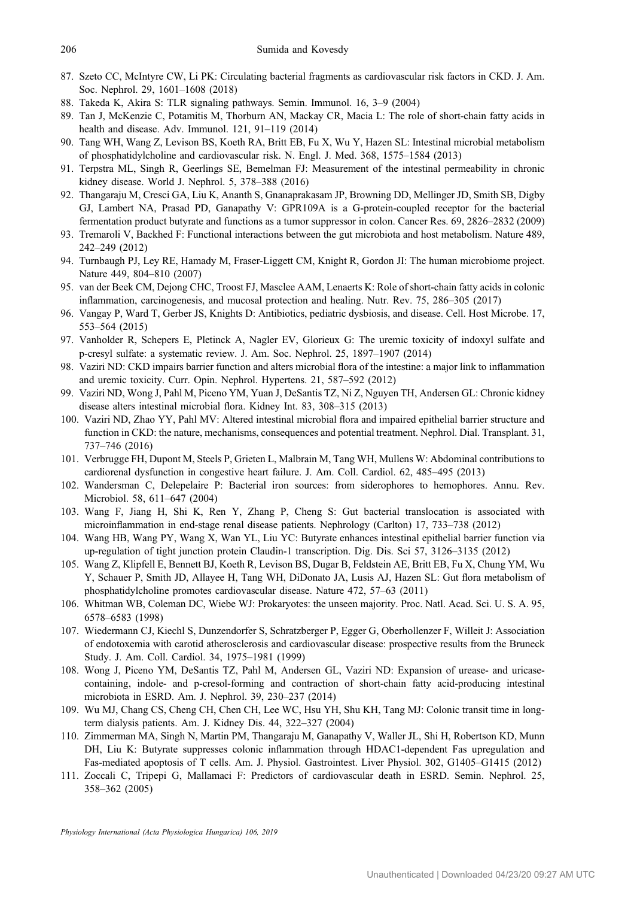87. Szeto CC, McIntyre CW, Li PK: Circulating bacterial fragments as cardiovascular risk factors in CKD. J. Am. Soc. Nephrol. 29, 1601–1608 (2018)
88. Takeda K, Akira S: TLR signaling pathways. Semin. Immunol. 16, 3–9 (2004)
89. Tan J, McKenzie C, Potamitis M, Thorburn AN, Mackay CR, Macia L: The role of short-chain fatty acids in health and disease. Adv. Immunol. 121, 91–119 (2014)
90. Tang WH, Wang Z, Levison BS, Koeth RA, Britt EB, Fu X, Wu Y, Hazen SL: Intestinal microbial metabolism of phosphatidylcholine and cardiovascular risk. N. Engl. J. Med. 368, 1575–1584 (2013)
91. Terpstra ML, Singh R, Geerlings SE, Bemelman FJ: Measurement of the intestinal permeability in chronic kidney disease. World J. Nephrol. 5, 378–388 (2016)
92. Thangaraju M, Cresci GA, Liu K, Ananth S, Gnanaprakasam JP, Browning DD, Mellinger JD, Smith SB, Digby GJ, Lambert NA, Prasad PD, Ganapathy V: GPR109A is a G-protein-coupled receptor for the bacterial fermentation product butyrate and functions as a tumor suppressor in colon. Cancer Res. 69, 2826–2832 (2009)
93. Tremaroli V, Backhed F: Functional interactions between the gut microbiota and host metabolism. Nature 489, 242–249 (2012)
94. Turnbaugh PJ, Ley RE, Hamady M, Fraser-Liggett CM, Knight R, Gordon JI: The human microbiome project. Nature 449, 804–810 (2007)
95. van der Beek CM, Dejong CHC, Troost FJ, Masclee AAM, Lenaerts K: Role of short-chain fatty acids in colonic inflammation, carcinogenesis, and mucosal protection and healing. Nutr. Rev. 75, 286–305 (2017)
96. Vangay P, Ward T, Gerber JS, Knights D: Antibiotics, pediatric dysbiosis, and disease. Cell. Host Microbe. 17, 553–564 (2015)
97. Vanholder R, Schepers E, Pletinck A, Nagler EV, Glorieux G: The uremic toxicity of indoxyl sulfate and p-cresyl sulfate: a systematic review. J. Am. Soc. Nephrol. 25, 1897–1907 (2014)
98. Vaziri ND: CKD impairs barrier function and alters microbial flora of the intestine: a major link to inflammation and uremic toxicity. Curr. Opin. Nephrol. Hypertens. 21, 587–592 (2012)
99. Vaziri ND, Wong J, Pahl M, Piceno YM, Yuan J, DeSantis TZ, Ni Z, Nguyen TH, Andersen GL: Chronic kidney disease alters intestinal microbial flora. Kidney Int. 83, 308–315 (2013)
100. Vaziri ND, Zhao YY, Pahl MV: Altered intestinal microbial flora and impaired epithelial barrier structure and function in CKD: the nature, mechanisms, consequences and potential treatment. Nephrol. Dial. Transplant. 31, 737–746 (2016)
101. Verbrugge FH, Dupont M, Steels P, Grieten L, Malbrain M, Tang WH, Mullens W: Abdominal contributions to cardiorenal dysfunction in congestive heart failure. J. Am. Coll. Cardiol. 62, 485–495 (2013)
102. Wandersman C, Delepelaire P: Bacterial iron sources: from siderophores to hemophores. Annu. Rev. Microbiol. 58, 611–647 (2004)
103. Wang F, Jiang H, Shi K, Ren Y, Zhang P, Cheng S: Gut bacterial translocation is associated with microinflammation in end-stage renal disease patients. Nephrology (Carlton) 17, 733–738 (2012)
104. Wang HB, Wang PY, Wang X, Wan YL, Liu YC: Butyrate enhances intestinal epithelial barrier function via up-regulation of tight junction protein Claudin-1 transcription. Dig. Dis. Sci 57, 3126–3135 (2012)
105. Wang Z, Klipfell E, Bennett BJ, Koeth R, Levison BS, Dugar B, Feldstein AE, Britt EB, Fu X, Chung YM, Wu Y, Schauer P, Smith JD, Allayee H, Tang WH, DiDonato JA, Lusis AJ, Hazen SL: Gut flora metabolism of phosphatidylcholine promotes cardiovascular disease. Nature 472, 57–63 (2011)
106. Whitman WB, Coleman DC, Wiebe WJ: Prokaryotes: the unseen majority. Proc. Natl. Acad. Sci. U. S. A. 95, 6578–6583 (1998)
107. Wiedermann CJ, Kiechl S, Dunzendorfer S, Schratzberger P, Egger G, Oberhollenzer F, Willeit J: Association of endotoxemia with carotid atherosclerosis and cardiovascular disease: prospective results from the Bruneck Study. J. Am. Coll. Cardiol. 34, 1975–1981 (1999)
108. Wong J, Piceno YM, DeSantis TZ, Pahl M, Andersen GL, Vaziri ND: Expansion of urease- and uricase-containing, indole- and p-cresol-forming and contraction of short-chain fatty acid-producing intestinal microbiota in ESRD. Am. J. Nephrol. 39, 230–237 (2014)
109. Wu MJ, Chang CS, Cheng CH, Chen CH, Lee WC, Hsu YH, Shu KH, Tang MJ: Colonic transit time in long-term dialysis patients. Am. J. Kidney Dis. 44, 322–327 (2004)
110. Zimmerman MA, Singh N, Martin PM, Thangaraju M, Ganapathy V, Waller JL, Shi H, Robertson KD, Munn DH, Liu K: Butyrate suppresses colonic inflammation through HDAC1-dependent Fas upregulation and Fas-mediated apoptosis of T cells. Am. J. Physiol. Gastrointest. Liver Physiol. 302, G1405–G1415 (2012)
111. Zoccali C, Tripepi G, Mallamaci F: Predictors of cardiovascular death in ESRD. Semin. Nephrol. 25, 358–362 (2005)